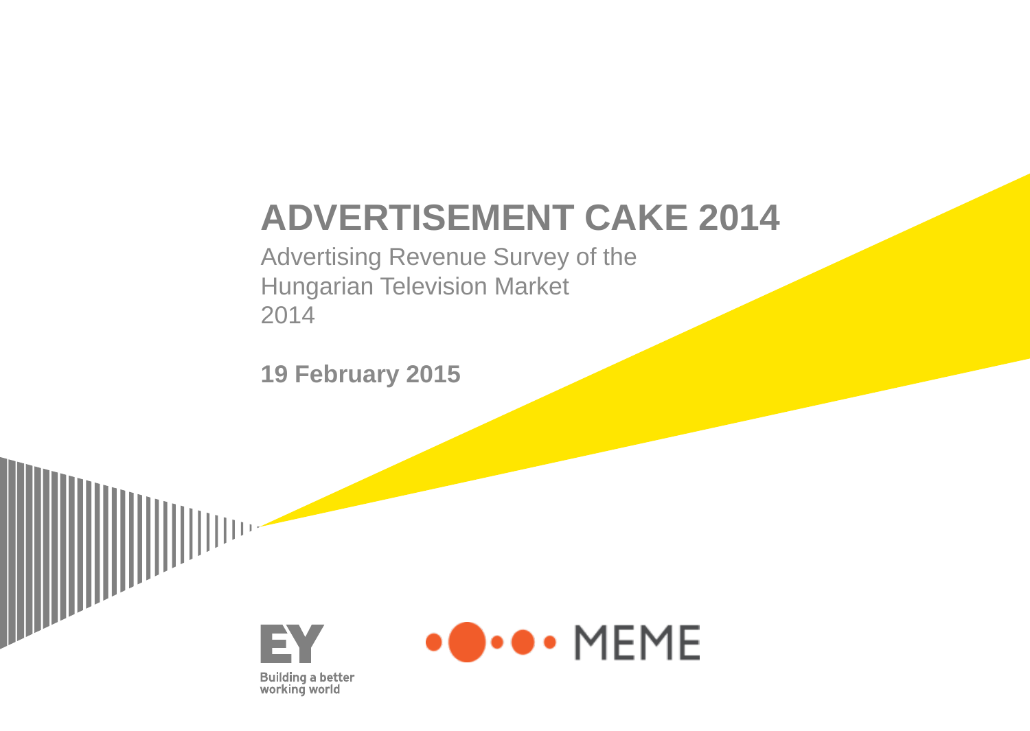# ADVERTISEMENT CAKE 2014

Advertising Revenue Survey of the
Hungarian Television Market
2014

**19 February 2015**

EY
Building a better
working world

MEME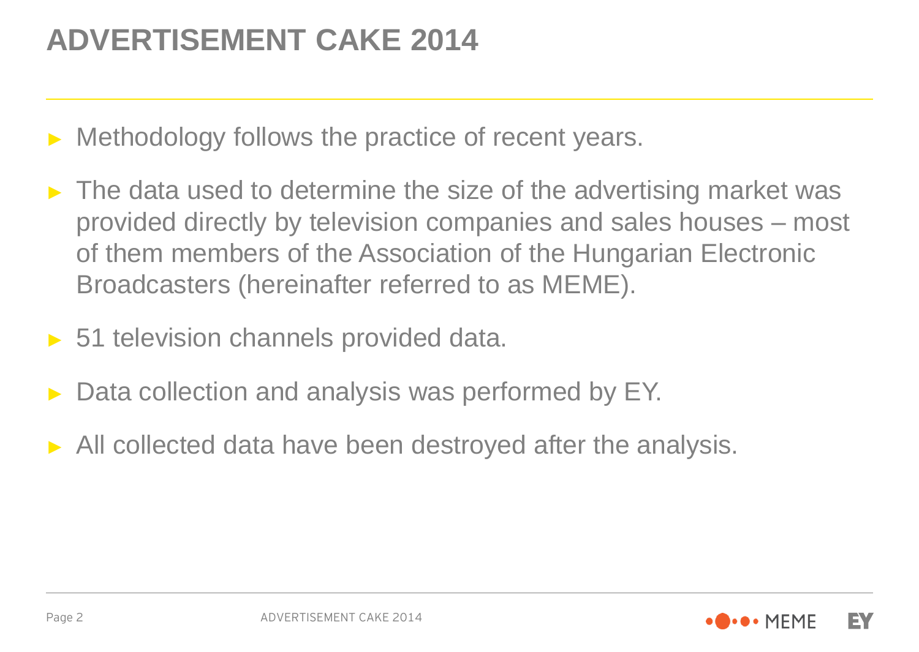# ADVERTISEMENT CAKE 2014

- Methodology follows the practice of recent years.
- The data used to determine the size of the advertising market was provided directly by television companies and sales houses – most of them members of the Association of the Hungarian Electronic Broadcasters (hereinafter referred to as MEME).
- 51 television channels provided data.
- Data collection and analysis was performed by EY.
- All collected data have been destroyed after the analysis.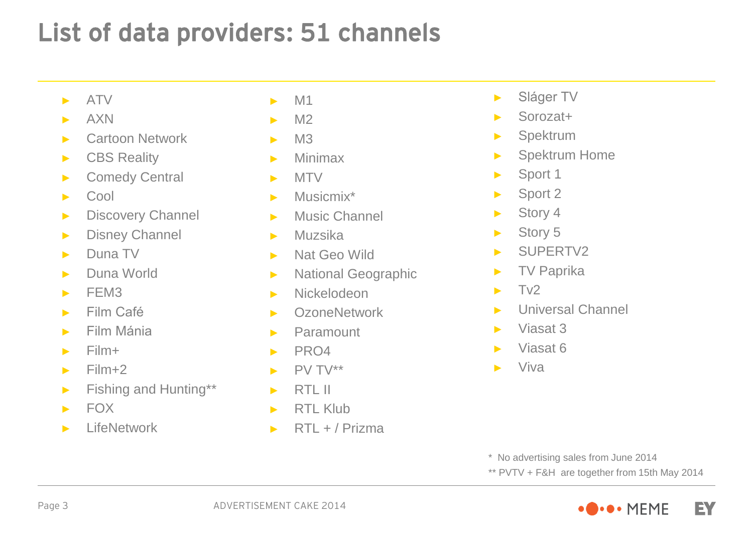# List of data providers: 51 channels

- ATV
- AXN
- Cartoon Network
- CBS Reality
- Comedy Central
- Cool
- Discovery Channel
- Disney Channel
- Duna TV
- Duna World
- FEM3
- Film Café
- Film Mánia
- Film+
- Film+2
- Fishing and Hunting**
- FOX
- LifeNetwork
- M1
- M2
- M3
- Minimax
- MTV
- Musicmix*
- Music Channel
- Muzsika
- Nat Geo Wild
- National Geographic
- Nickelodeon
- OzoneNetwork
- Paramount
- PRO4
- PV TV**
- RTL II
- RTL Klub
- RTL + / Prizma
- Sláger TV
- Sorozat+
- Spektrum
- Spektrum Home
- Sport 1
- Sport 2
- Story 4
- Story 5
- SUPERTV2
- TV Paprika
- Tv2
- Universal Channel
- Viasat 3
- Viasat 6
- Viva

\* No advertising sales from June 2014

** PVTV + F&H are together from 15th May 2014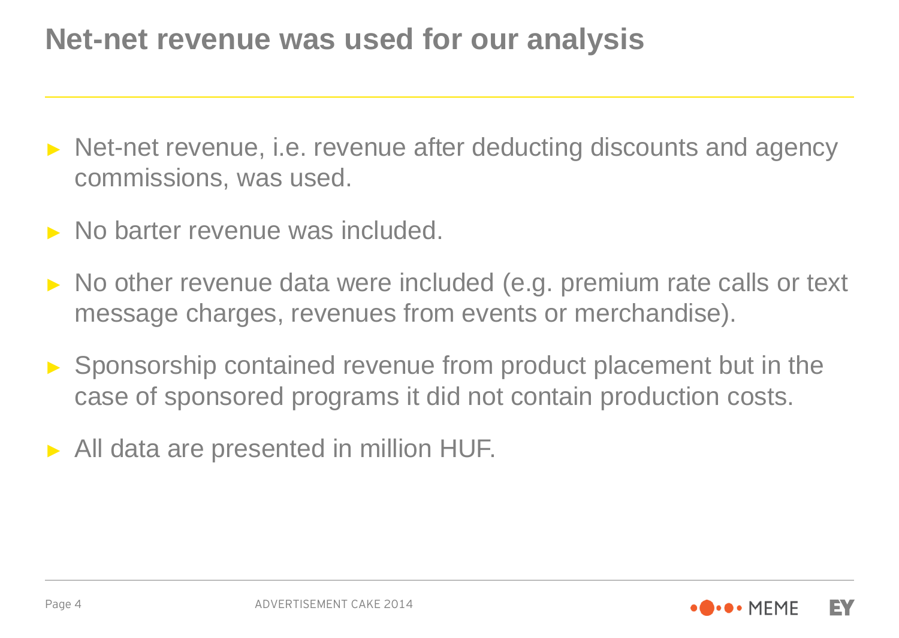# Net-net revenue was used for our analysis

- Net-net revenue, i.e. revenue after deducting discounts and agency commissions, was used.
- No barter revenue was included.
- No other revenue data were included (e.g. premium rate calls or text message charges, revenues from events or merchandise).
- Sponsorship contained revenue from product placement but in the case of sponsored programs it did not contain production costs.
- All data are presented in million HUF.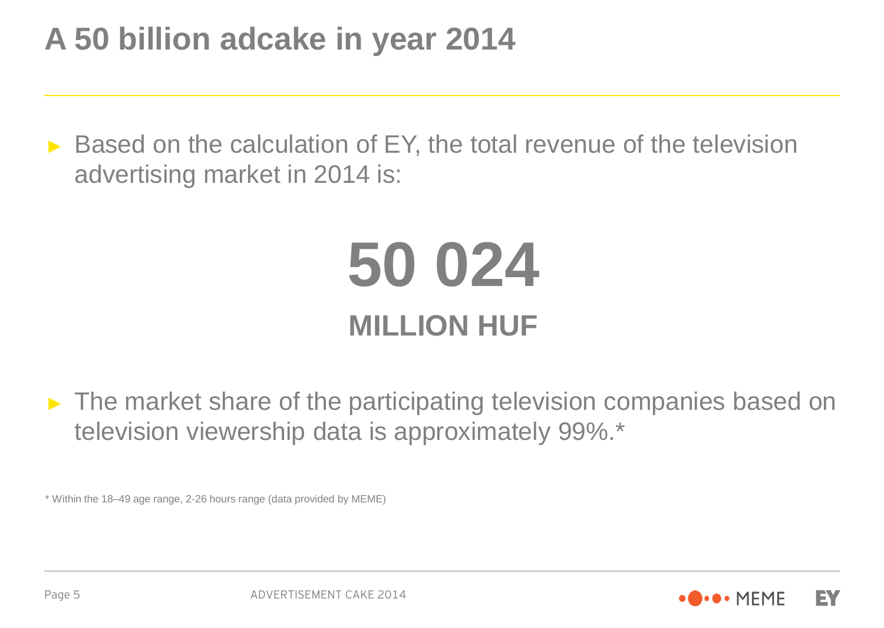# A 50 billion adcake in year 2014

- Based on the calculation of EY, the total revenue of the television advertising market in 2014 is:

**50 024**

**MILLION HUF**

- The market share of the participating television companies based on television viewership data is approximately 99%.*

* Within the 18–49 age range, 2-26 hours range (data provided by MEME)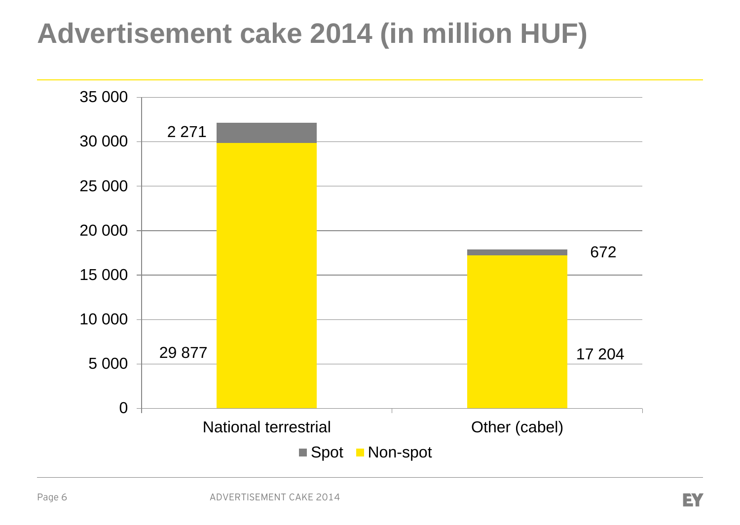# Advertisement cake 2014 (in million HUF)

| | Spot | Non-spot |
|---|---|---|
| National terrestrial | 2 271 | 29 877 |
| Other (cabel) | 672 | 17 204 |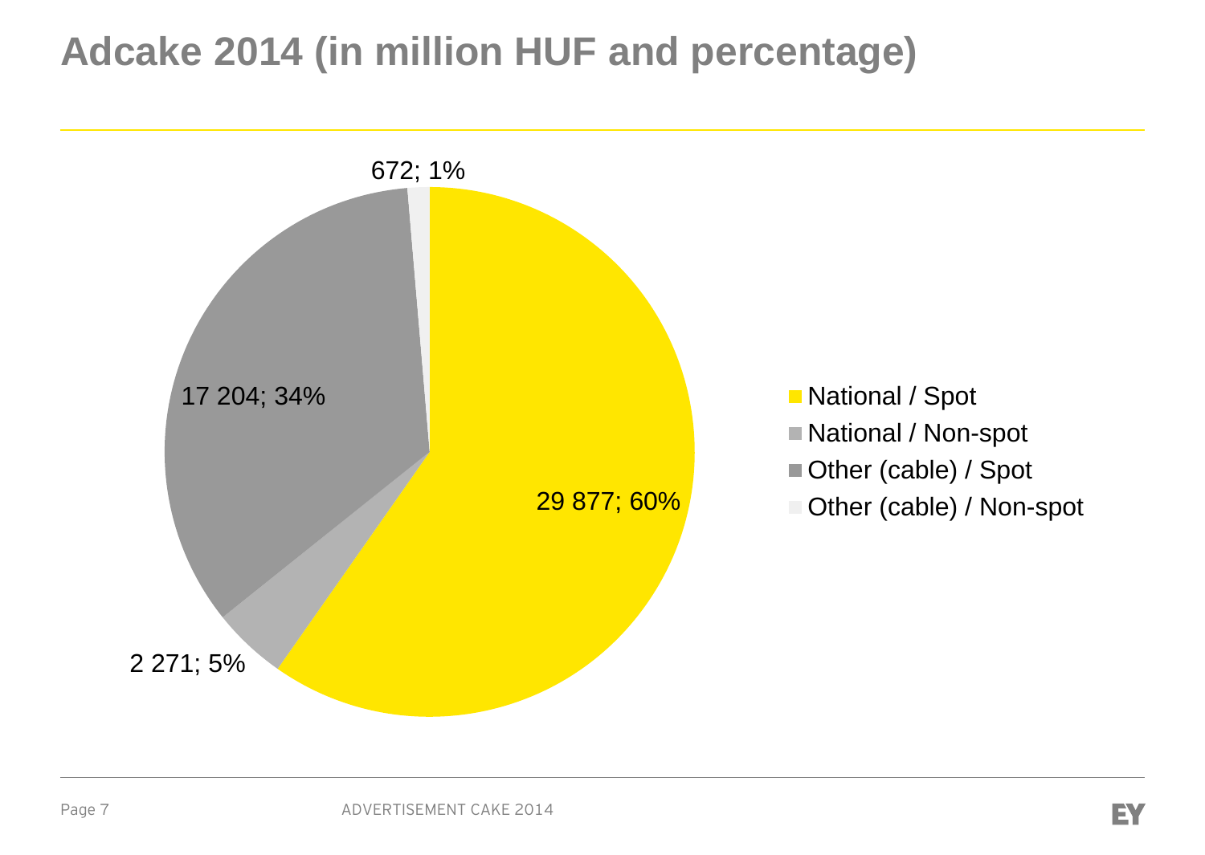# Adcake 2014 (in million HUF and percentage)

| Category | Value (million HUF) | Percentage |
| --- | --- | --- |
| National / Spot | 29 877 | 60% |
| National / Non-spot | 2 271 | 5% |
| Other (cable) / Spot | 17 204 | 34% |
| Other (cable) / Non-spot | 672 | 1% |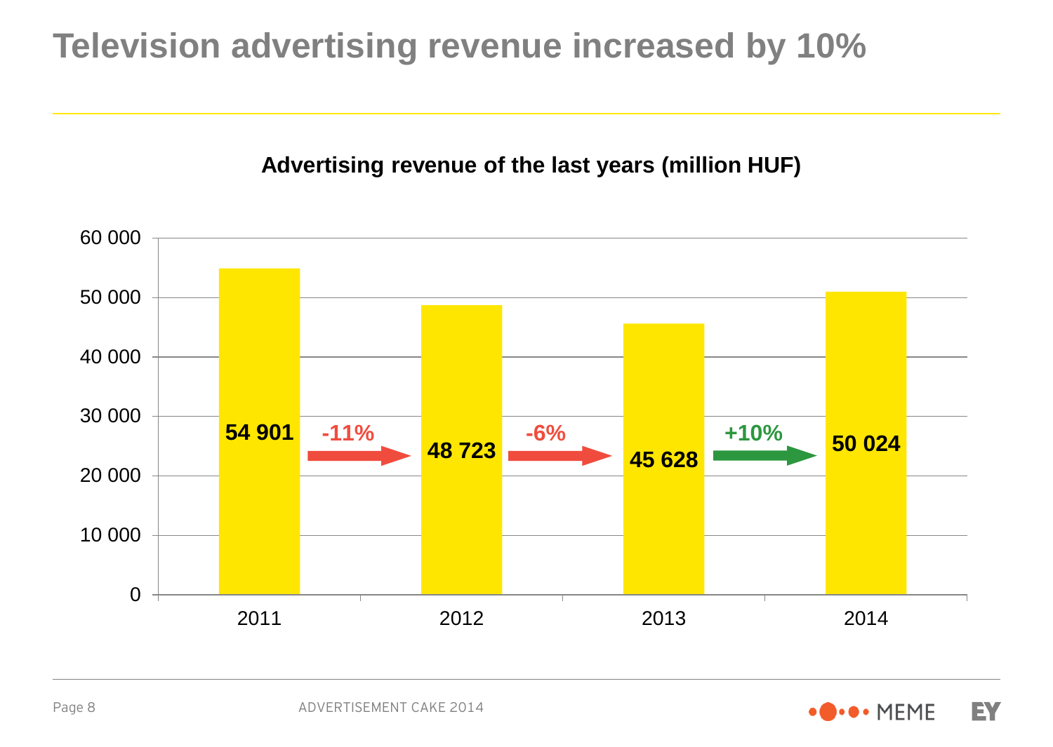# Television advertising revenue increased by 10%

**Advertising revenue of the last years (million HUF)**

| Year | Revenue (million HUF) | Change |
| --- | --- | --- |
| 2011 | 54 901 | |
| 2012 | 48 723 | -11% |
| 2013 | 45 628 | -6% |
| 2014 | 50 024 | +10% |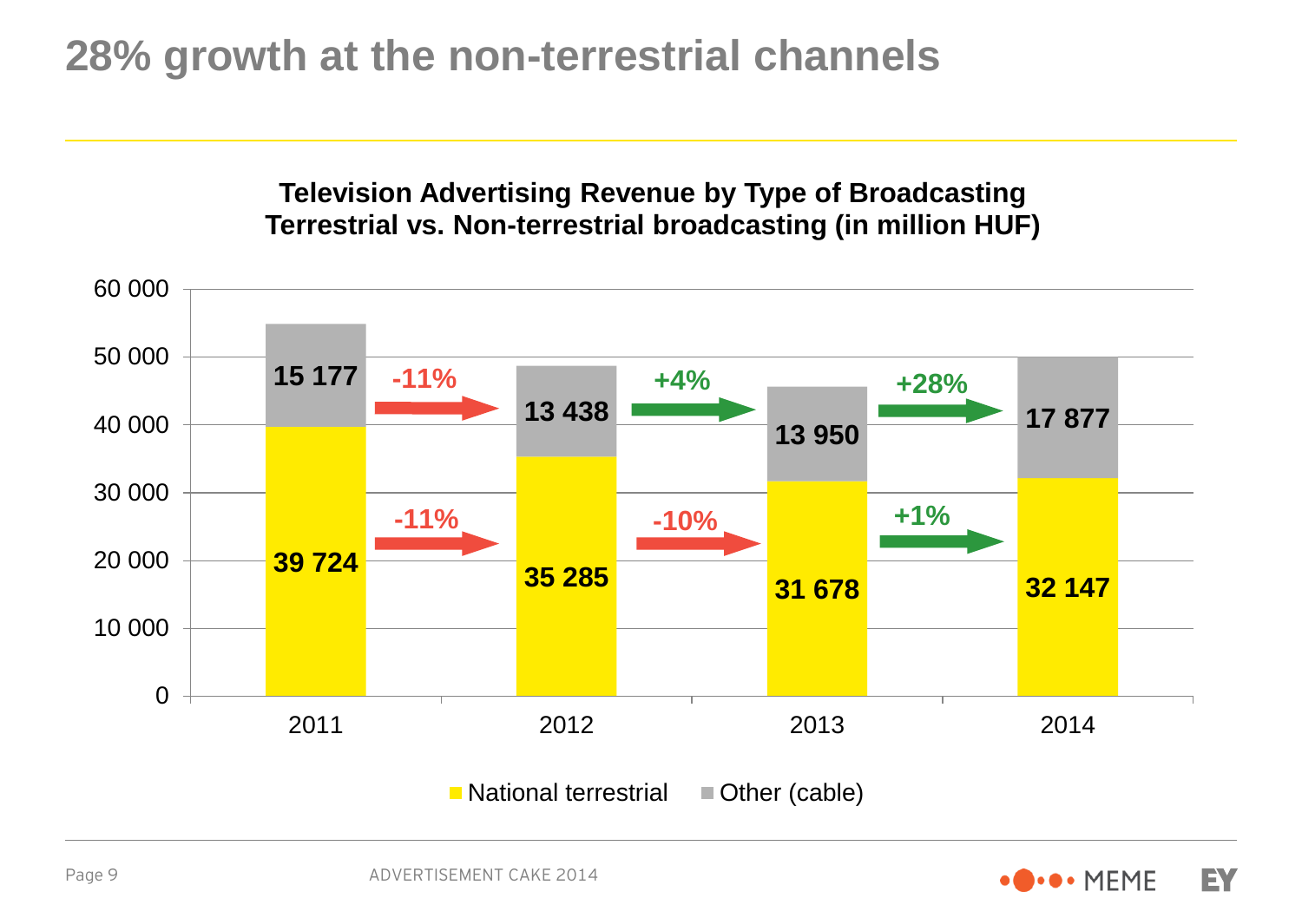# 28% growth at the non-terrestrial channels

**Television Advertising Revenue by Type of Broadcasting**
**Terrestrial vs. Non-terrestrial broadcasting (in million HUF)**

| | 2011 | 2012 | 2013 | 2014 |
|---|---|---|---|---|
| National terrestrial | 39 724 | 35 285 | 31 678 | 32 147 |
| Other (cable) | 15 177 | 13 438 | 13 950 | 17 877 |

| Change | 2011→2012 | 2012→2013 | 2013→2014 |
|---|---|---|---|
| National terrestrial | -11% | -10% | +1% |
| Other (cable) | -11% | +4% | +28% |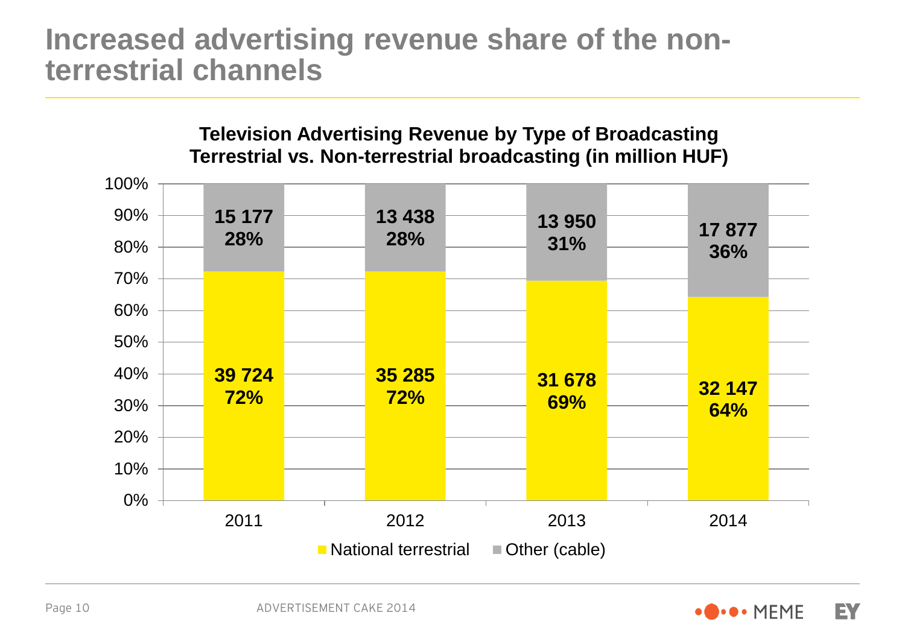# Increased advertising revenue share of the non-terrestrial channels

**Television Advertising Revenue by Type of Broadcasting Terrestrial vs. Non-terrestrial broadcasting (in million HUF)**

| | 2011 | 2012 | 2013 | 2014 |
|---|---|---|---|---|
| National terrestrial | 39 724 (72%) | 35 285 (72%) | 31 678 (69%) | 32 147 (64%) |
| Other (cable) | 15 177 (28%) | 13 438 (28%) | 13 950 (31%) | 17 877 (36%) |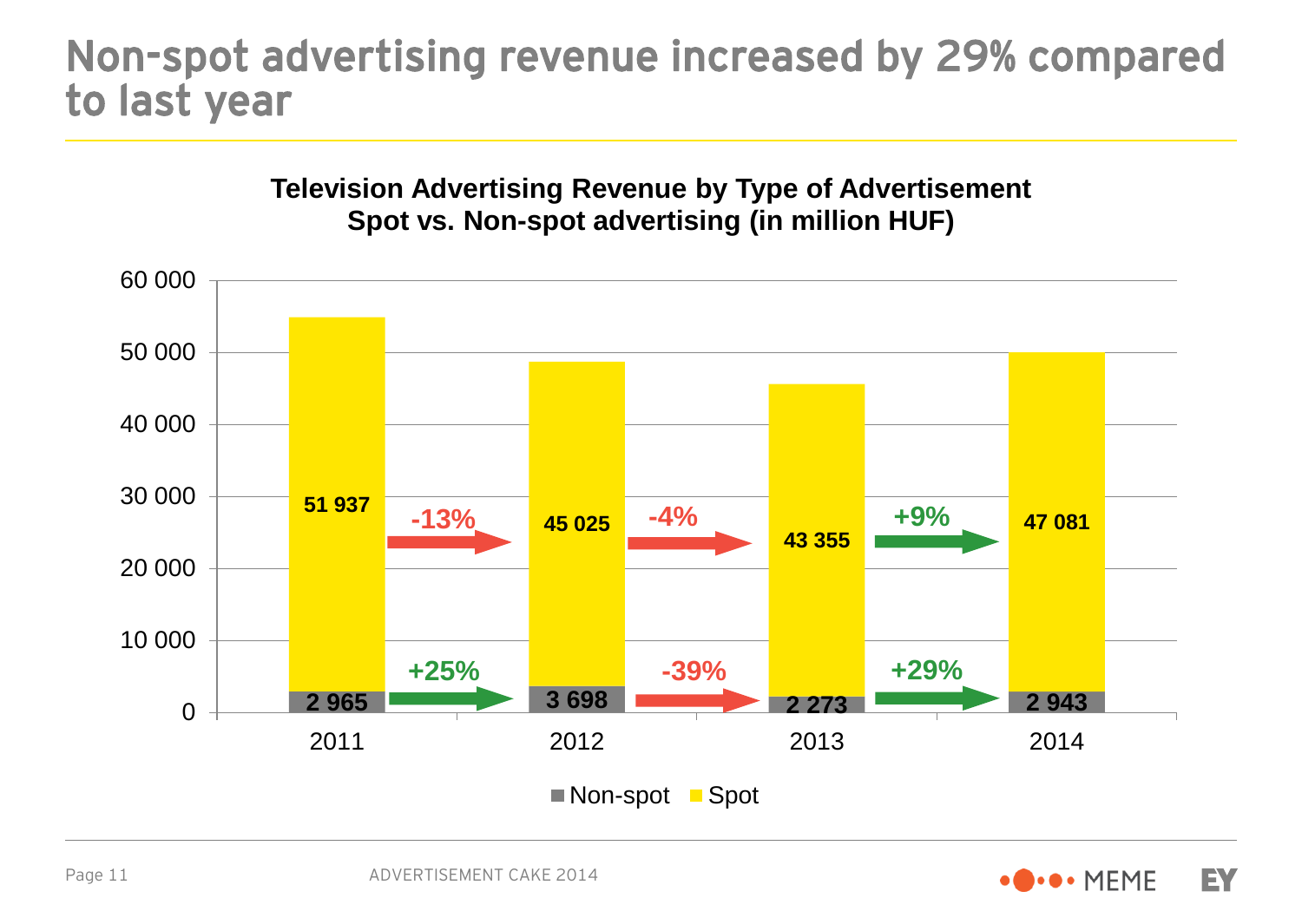# Non-spot advertising revenue increased by 29% compared to last year

**Television Advertising Revenue by Type of Advertisement**
**Spot vs. Non-spot advertising (in million HUF)**

| Year | Non-spot | Spot |
|---|---|---|
| 2011 | 2 965 | 51 937 |
| 2012 | 3 698 | 45 025 |
| 2013 | 2 273 | 43 355 |
| 2014 | 2 943 | 47 081 |

| Period | Spot change | Non-spot change |
|---|---|---|
| 2011 → 2012 | -13% | +25% |
| 2012 → 2013 | -4% | -39% |
| 2013 → 2014 | +9% | +29% |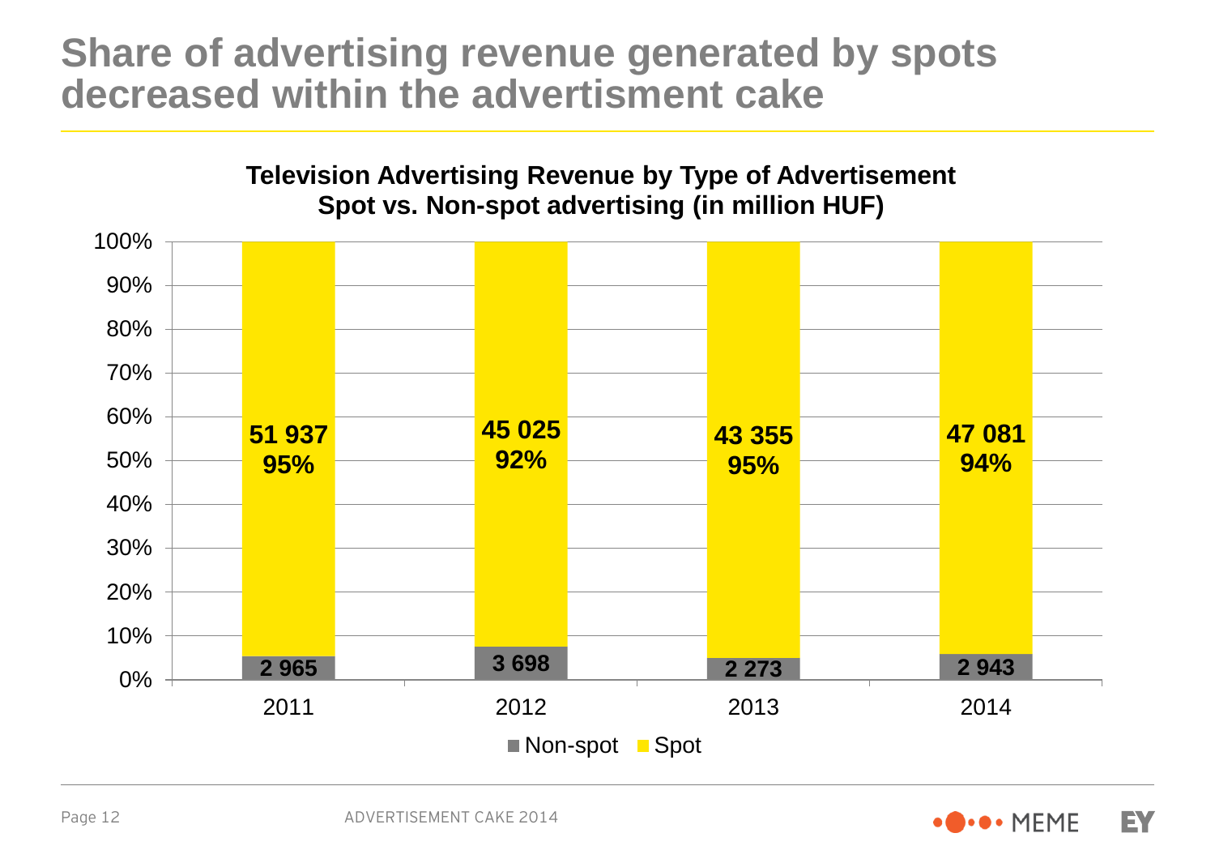# Share of advertising revenue generated by spots decreased within the advertisment cake

**Television Advertising Revenue by Type of Advertisement**
**Spot vs. Non-spot advertising (in million HUF)**

| | 2011 | 2012 | 2013 | 2014 |
|---|---|---|---|---|
| Spot | 51 937 (95%) | 45 025 (92%) | 43 355 (95%) | 47 081 (94%) |
| Non-spot | 2 965 | 3 698 | 2 273 | 2 943 |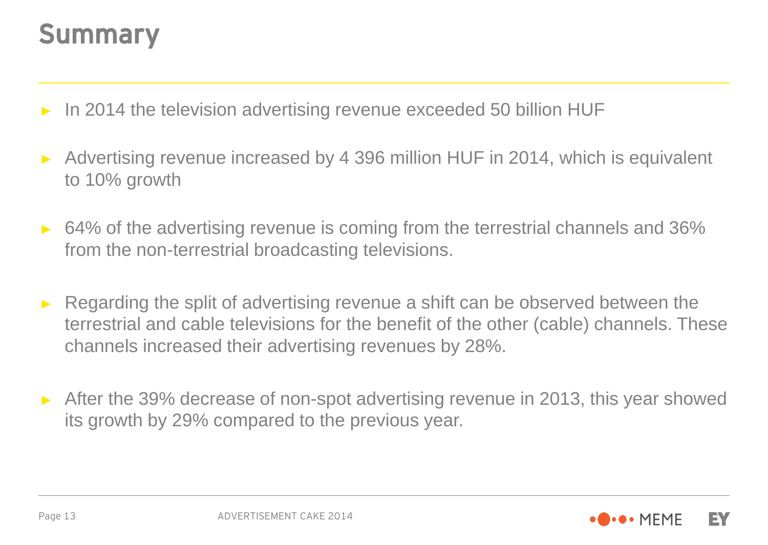# Summary

- In 2014 the television advertising revenue exceeded 50 billion HUF
- Advertising revenue increased by 4 396 million HUF in 2014, which is equivalent to 10% growth
- 64% of the advertising revenue is coming from the terrestrial channels and 36% from the non-terrestrial broadcasting televisions.
- Regarding the split of advertising revenue a shift can be observed between the terrestrial and cable televisions for the benefit of the other (cable) channels. These channels increased their advertising revenues by 28%.
- After the 39% decrease of non-spot advertising revenue in 2013, this year showed its growth by 29% compared to the previous year.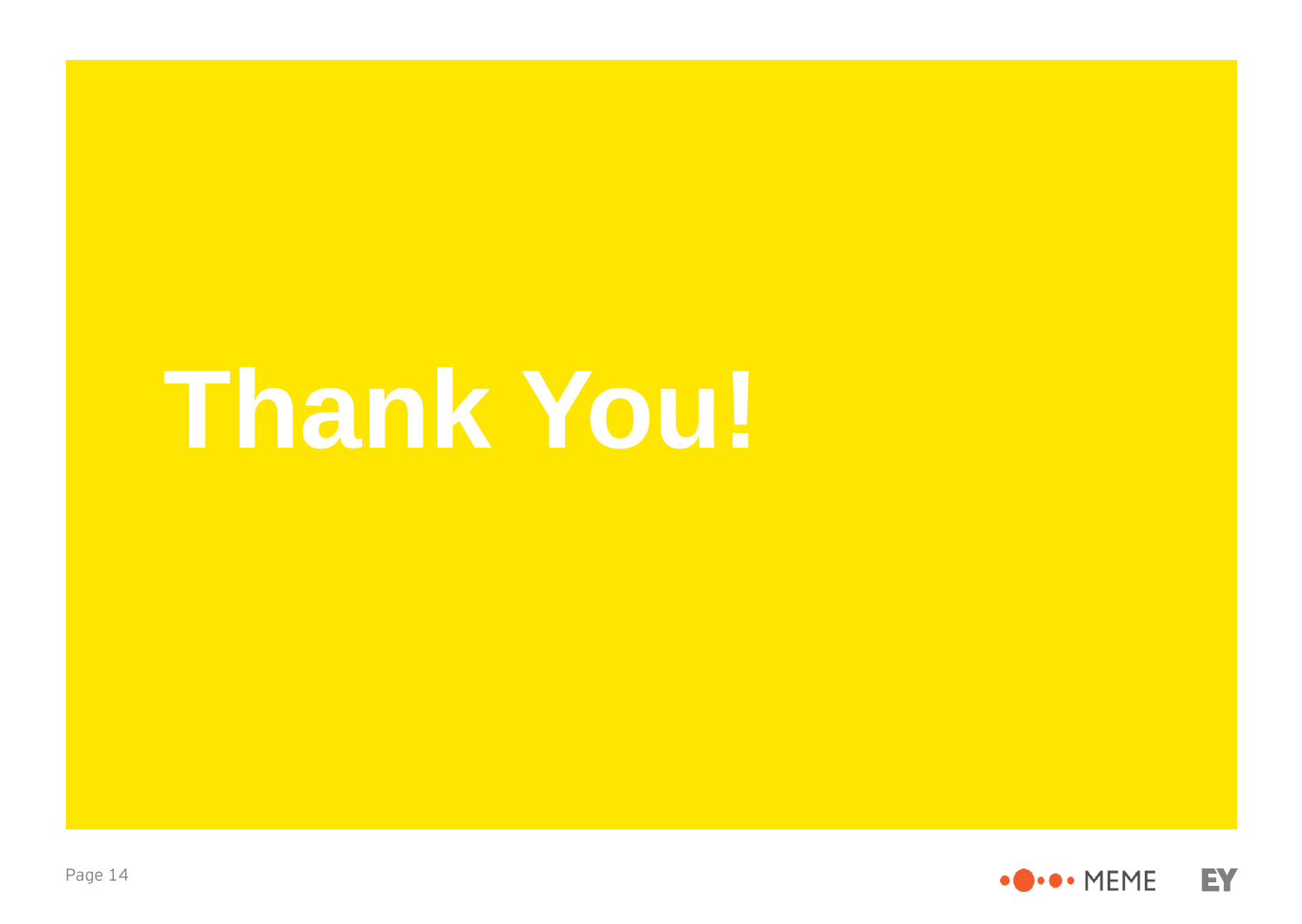# Thank You!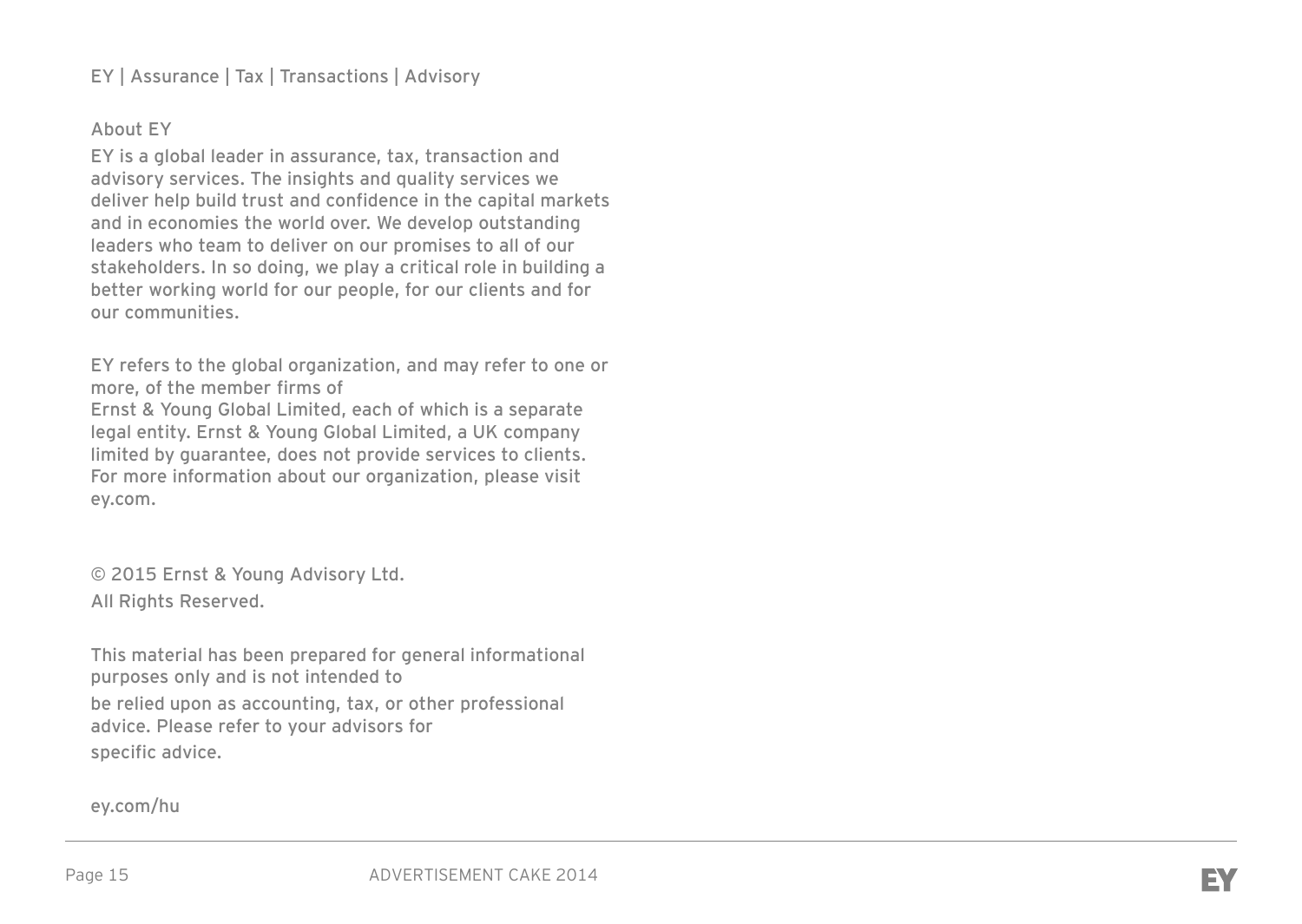EY | Assurance | Tax | Transactions | Advisory

About EY

EY is a global leader in assurance, tax, transaction and advisory services. The insights and quality services we deliver help build trust and confidence in the capital markets and in economies the world over. We develop outstanding leaders who team to deliver on our promises to all of our stakeholders. In so doing, we play a critical role in building a better working world for our people, for our clients and for our communities.

EY refers to the global organization, and may refer to one or more, of the member firms of Ernst & Young Global Limited, each of which is a separate legal entity. Ernst & Young Global Limited, a UK company limited by guarantee, does not provide services to clients. For more information about our organization, please visit ey.com.

© 2015 Ernst & Young Advisory Ltd.
All Rights Reserved.

This material has been prepared for general informational purposes only and is not intended to be relied upon as accounting, tax, or other professional advice. Please refer to your advisors for specific advice.

ey.com/hu